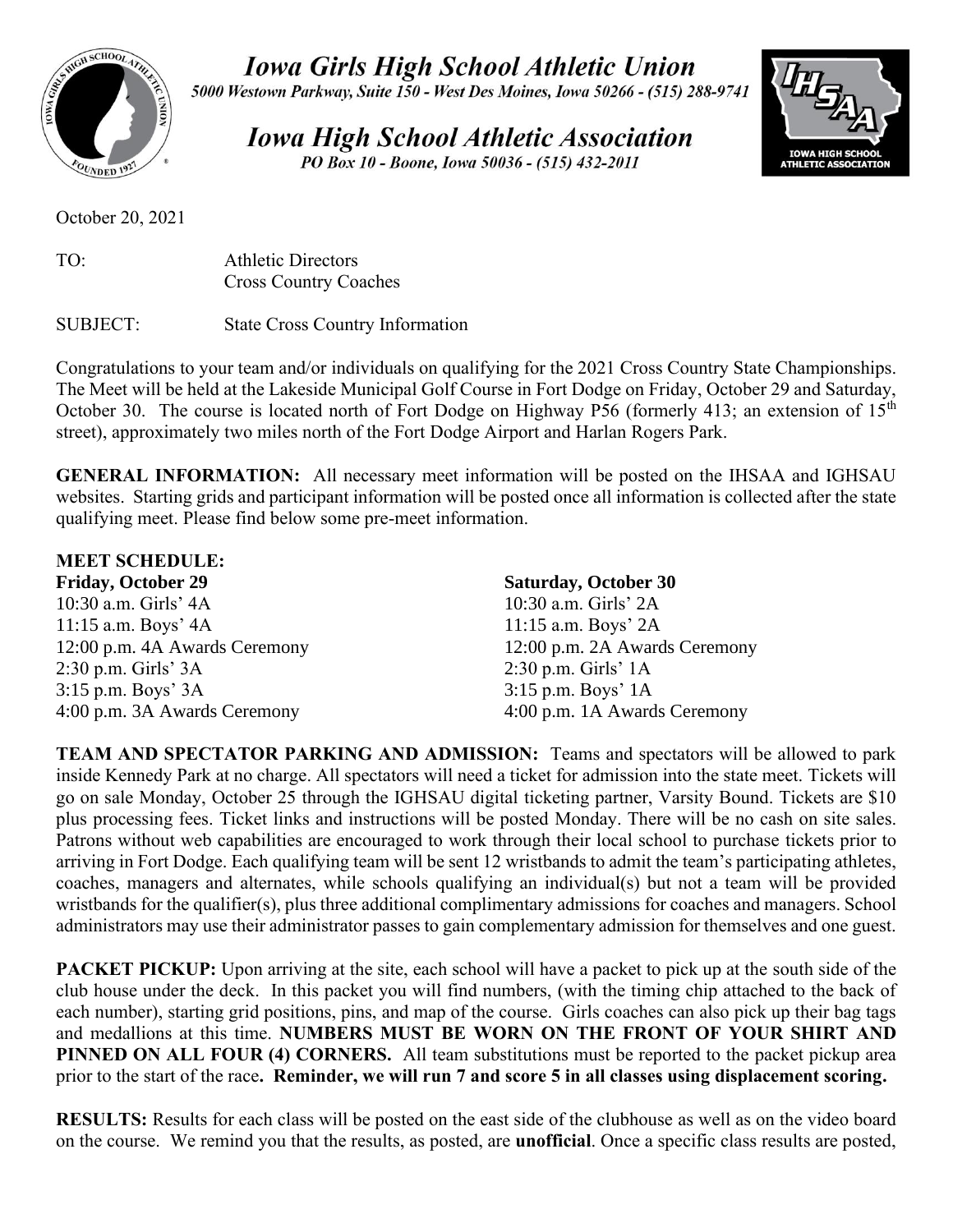# Iowa Girls High School Athletic Union

*5000 Westown Parkway, Suite 150 - West Des Moines, Iowa 50266 - (515) 288-9741*

# Iowa High School Athletic Association

*PO Box 10 - Boone, Iowa 50036 - (515) 432-2011*

October 20, 2021

TO: Athletic Directors
Cross Country Coaches

SUBJECT: State Cross Country Information

Congratulations to your team and/or individuals on qualifying for the 2021 Cross Country State Championships. The Meet will be held at the Lakeside Municipal Golf Course in Fort Dodge on Friday, October 29 and Saturday, October 30. The course is located north of Fort Dodge on Highway P56 (formerly 413; an extension of 15th street), approximately two miles north of the Fort Dodge Airport and Harlan Rogers Park.

**GENERAL INFORMATION:** All necessary meet information will be posted on the IHSAA and IGHSAU websites. Starting grids and participant information will be posted once all information is collected after the state qualifying meet. Please find below some pre-meet information.

**MEET SCHEDULE:**

**Friday, October 29**
10:30 a.m. Girls' 4A
11:15 a.m. Boys' 4A
12:00 p.m. 4A Awards Ceremony
2:30 p.m. Girls' 3A
3:15 p.m. Boys' 3A
4:00 p.m. 3A Awards Ceremony

**Saturday, October 30**
10:30 a.m. Girls' 2A
11:15 a.m. Boys' 2A
12:00 p.m. 2A Awards Ceremony
2:30 p.m. Girls' 1A
3:15 p.m. Boys' 1A
4:00 p.m. 1A Awards Ceremony

**TEAM AND SPECTATOR PARKING AND ADMISSION:** Teams and spectators will be allowed to park inside Kennedy Park at no charge. All spectators will need a ticket for admission into the state meet. Tickets will go on sale Monday, October 25 through the IGHSAU digital ticketing partner, Varsity Bound. Tickets are $10 plus processing fees. Ticket links and instructions will be posted Monday. There will be no cash on site sales. Patrons without web capabilities are encouraged to work through their local school to purchase tickets prior to arriving in Fort Dodge. Each qualifying team will be sent 12 wristbands to admit the team's participating athletes, coaches, managers and alternates, while schools qualifying an individual(s) but not a team will be provided wristbands for the qualifier(s), plus three additional complimentary admissions for coaches and managers. School administrators may use their administrator passes to gain complementary admission for themselves and one guest.

**PACKET PICKUP:** Upon arriving at the site, each school will have a packet to pick up at the south side of the club house under the deck. In this packet you will find numbers, (with the timing chip attached to the back of each number), starting grid positions, pins, and map of the course. Girls coaches can also pick up their bag tags and medallions at this time. **NUMBERS MUST BE WORN ON THE FRONT OF YOUR SHIRT AND PINNED ON ALL FOUR (4) CORNERS.** All team substitutions must be reported to the packet pickup area prior to the start of the race**. Reminder, we will run 7 and score 5 in all classes using displacement scoring.**

**RESULTS:** Results for each class will be posted on the east side of the clubhouse as well as on the video board on the course. We remind you that the results, as posted, are **unofficial**. Once a specific class results are posted,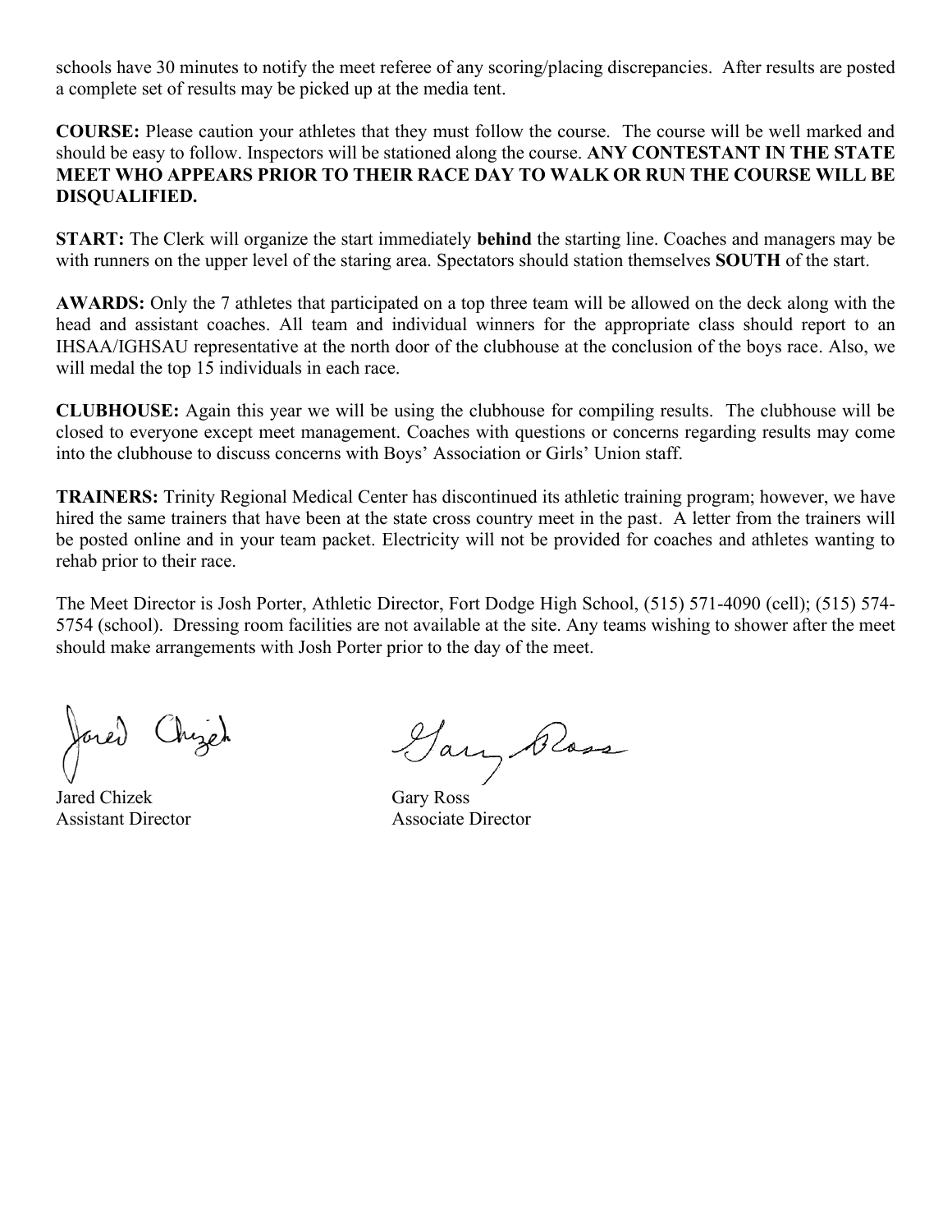schools have 30 minutes to notify the meet referee of any scoring/placing discrepancies. After results are posted a complete set of results may be picked up at the media tent.

**COURSE:** Please caution your athletes that they must follow the course. The course will be well marked and should be easy to follow. Inspectors will be stationed along the course. **ANY CONTESTANT IN THE STATE MEET WHO APPEARS PRIOR TO THEIR RACE DAY TO WALK OR RUN THE COURSE WILL BE DISQUALIFIED.**

**START:** The Clerk will organize the start immediately **behind** the starting line. Coaches and managers may be with runners on the upper level of the staring area. Spectators should station themselves **SOUTH** of the start.

**AWARDS:** Only the 7 athletes that participated on a top three team will be allowed on the deck along with the head and assistant coaches. All team and individual winners for the appropriate class should report to an IHSAA/IGHSAU representative at the north door of the clubhouse at the conclusion of the boys race. Also, we will medal the top 15 individuals in each race.

**CLUBHOUSE:** Again this year we will be using the clubhouse for compiling results. The clubhouse will be closed to everyone except meet management. Coaches with questions or concerns regarding results may come into the clubhouse to discuss concerns with Boys' Association or Girls' Union staff.

**TRAINERS:** Trinity Regional Medical Center has discontinued its athletic training program; however, we have hired the same trainers that have been at the state cross country meet in the past. A letter from the trainers will be posted online and in your team packet. Electricity will not be provided for coaches and athletes wanting to rehab prior to their race.

The Meet Director is Josh Porter, Athletic Director, Fort Dodge High School, (515) 571-4090 (cell); (515) 574-5754 (school). Dressing room facilities are not available at the site. Any teams wishing to shower after the meet should make arrangements with Josh Porter prior to the day of the meet.

Jared Chizek
Assistant Director

Gary Ross
Associate Director